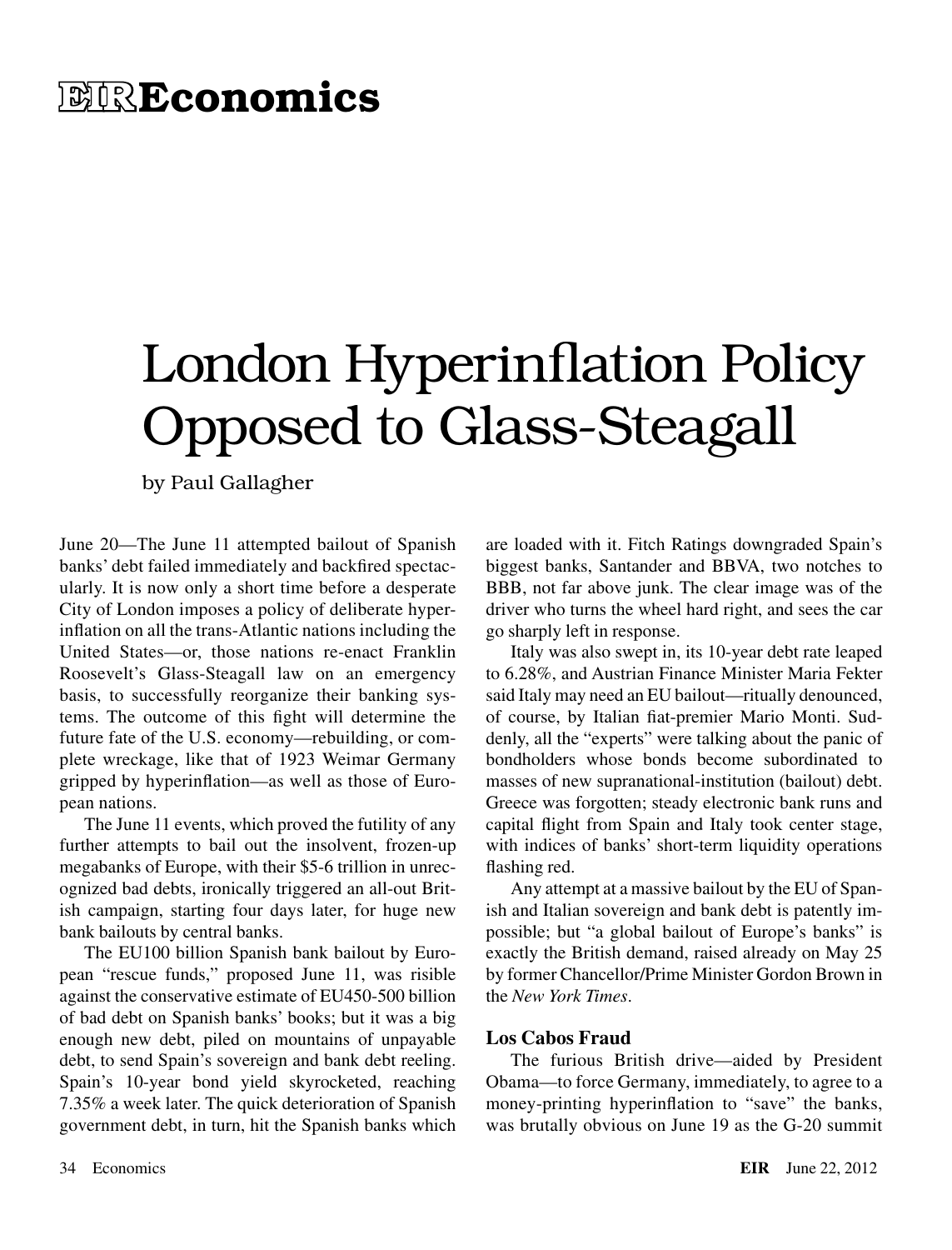# EIR Economics

# London Hyperinflation Policy Opposed to Glass-Steagall

by Paul Gallagher

June 20—The June 11 attempted bailout of Spanish banks' debt failed immediately and backfired spectacularly. It is now only a short time before a desperate City of London imposes a policy of deliberate hyperinflation on all the trans-Atlantic nations including the United States—or, those nations re-enact Franklin Roosevelt's Glass-Steagall law on an emergency basis, to successfully reorganize their banking systems. The outcome of this fight will determine the future fate of the U.S. economy—rebuilding, or complete wreckage, like that of 1923 Weimar Germany gripped by hyperinflation—as well as those of European nations.

The June 11 events, which proved the futility of any further attempts to bail out the insolvent, frozen-up megabanks of Europe, with their $5-6 trillion in unrecognized bad debts, ironically triggered an all-out British campaign, starting four days later, for huge new bank bailouts by central banks.

The EU100 billion Spanish bank bailout by European "rescue funds," proposed June 11, was risible against the conservative estimate of EU450-500 billion of bad debt on Spanish banks' books; but it was a big enough new debt, piled on mountains of unpayable debt, to send Spain's sovereign and bank debt reeling. Spain's 10-year bond yield skyrocketed, reaching 7.35% a week later. The quick deterioration of Spanish government debt, in turn, hit the Spanish banks which are loaded with it. Fitch Ratings downgraded Spain's biggest banks, Santander and BBVA, two notches to BBB, not far above junk. The clear image was of the driver who turns the wheel hard right, and sees the car go sharply left in response.

Italy was also swept in, its 10-year debt rate leaped to 6.28%, and Austrian Finance Minister Maria Fekter said Italy may need an EU bailout—ritually denounced, of course, by Italian fiat-premier Mario Monti. Suddenly, all the "experts" were talking about the panic of bondholders whose bonds become subordinated to masses of new supranational-institution (bailout) debt. Greece was forgotten; steady electronic bank runs and capital flight from Spain and Italy took center stage, with indices of banks' short-term liquidity operations flashing red.

Any attempt at a massive bailout by the EU of Spanish and Italian sovereign and bank debt is patently impossible; but "a global bailout of Europe's banks" is exactly the British demand, raised already on May 25 by former Chancellor/Prime Minister Gordon Brown in the *New York Times*.

## Los Cabos Fraud

The furious British drive—aided by President Obama—to force Germany, immediately, to agree to a money-printing hyperinflation to "save" the banks, was brutally obvious on June 19 as the G-20 summit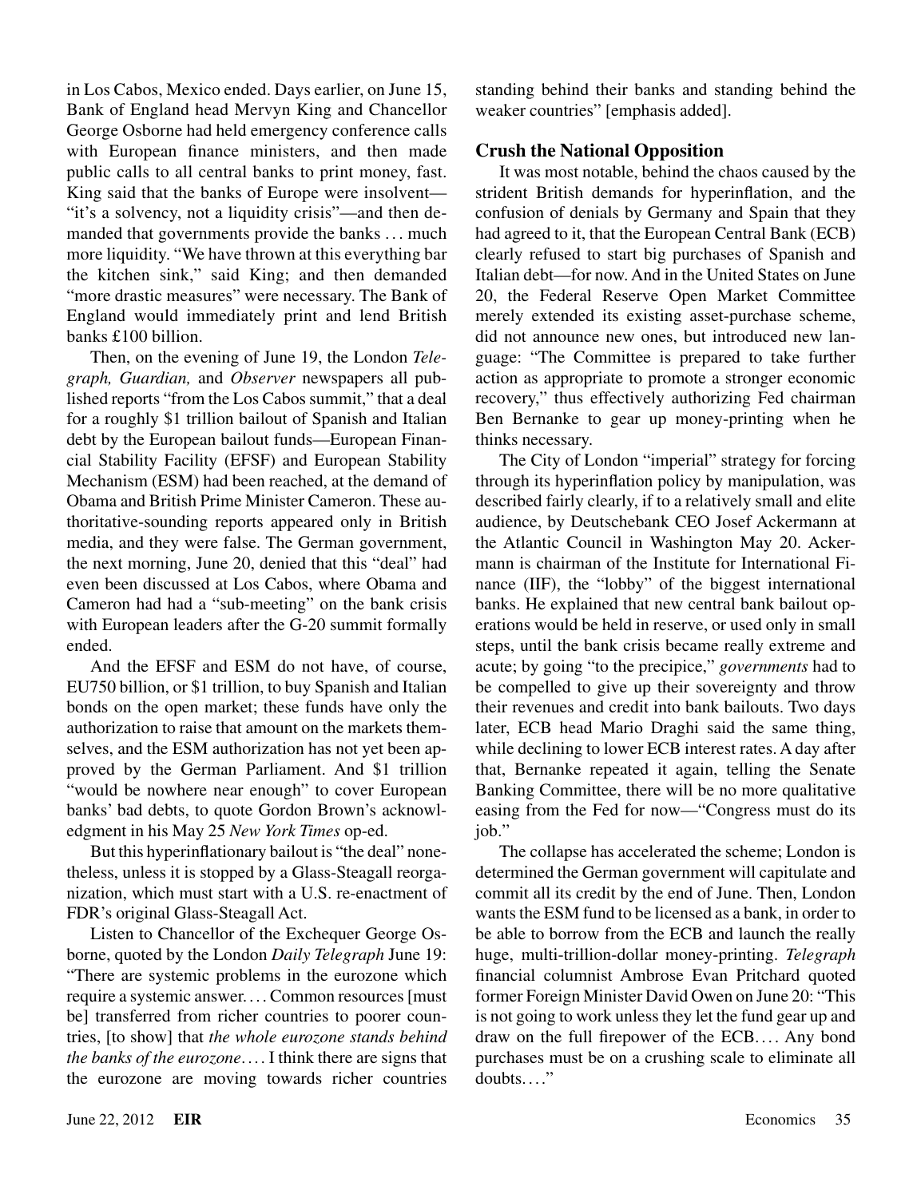in Los Cabos, Mexico ended. Days earlier, on June 15, Bank of England head Mervyn King and Chancellor George Osborne had held emergency conference calls with European finance ministers, and then made public calls to all central banks to print money, fast. King said that the banks of Europe were insolvent—"it's a solvency, not a liquidity crisis"—and then demanded that governments provide the banks . . . much more liquidity. "We have thrown at this everything bar the kitchen sink," said King; and then demanded "more drastic measures" were necessary. The Bank of England would immediately print and lend British banks £100 billion.

Then, on the evening of June 19, the London *Telegraph, Guardian,* and *Observer* newspapers all published reports "from the Los Cabos summit," that a deal for a roughly $1 trillion bailout of Spanish and Italian debt by the European bailout funds—European Financial Stability Facility (EFSF) and European Stability Mechanism (ESM) had been reached, at the demand of Obama and British Prime Minister Cameron. These authoritative-sounding reports appeared only in British media, and they were false. The German government, the next morning, June 20, denied that this "deal" had even been discussed at Los Cabos, where Obama and Cameron had had a "sub-meeting" on the bank crisis with European leaders after the G-20 summit formally ended.

And the EFSF and ESM do not have, of course, EU750 billion, or $1 trillion, to buy Spanish and Italian bonds on the open market; these funds have only the authorization to raise that amount on the markets themselves, and the ESM authorization has not yet been approved by the German Parliament. And $1 trillion "would be nowhere near enough" to cover European banks' bad debts, to quote Gordon Brown's acknowledgment in his May 25 *New York Times* op-ed.

But this hyperinflationary bailout is "the deal" nonetheless, unless it is stopped by a Glass-Steagall reorganization, which must start with a U.S. re-enactment of FDR's original Glass-Steagall Act.

Listen to Chancellor of the Exchequer George Osborne, quoted by the London *Daily Telegraph* June 19: "There are systemic problems in the eurozone which require a systemic answer. . . . Common resources [must be] transferred from richer countries to poorer countries, [to show] that *the whole eurozone stands behind the banks of the eurozone*. . . . I think there are signs that the eurozone are moving towards richer countries standing behind their banks and standing behind the weaker countries" [emphasis added].

## Crush the National Opposition

It was most notable, behind the chaos caused by the strident British demands for hyperinflation, and the confusion of denials by Germany and Spain that they had agreed to it, that the European Central Bank (ECB) clearly refused to start big purchases of Spanish and Italian debt—for now. And in the United States on June 20, the Federal Reserve Open Market Committee merely extended its existing asset-purchase scheme, did not announce new ones, but introduced new language: "The Committee is prepared to take further action as appropriate to promote a stronger economic recovery," thus effectively authorizing Fed chairman Ben Bernanke to gear up money-printing when he thinks necessary.

The City of London "imperial" strategy for forcing through its hyperinflation policy by manipulation, was described fairly clearly, if to a relatively small and elite audience, by Deutschebank CEO Josef Ackermann at the Atlantic Council in Washington May 20. Ackermann is chairman of the Institute for International Finance (IIF), the "lobby" of the biggest international banks. He explained that new central bank bailout operations would be held in reserve, or used only in small steps, until the bank crisis became really extreme and acute; by going "to the precipice," *governments* had to be compelled to give up their sovereignty and throw their revenues and credit into bank bailouts. Two days later, ECB head Mario Draghi said the same thing, while declining to lower ECB interest rates. A day after that, Bernanke repeated it again, telling the Senate Banking Committee, there will be no more qualitative easing from the Fed for now—"Congress must do its job."

The collapse has accelerated the scheme; London is determined the German government will capitulate and commit all its credit by the end of June. Then, London wants the ESM fund to be licensed as a bank, in order to be able to borrow from the ECB and launch the really huge, multi-trillion-dollar money-printing. *Telegraph* financial columnist Ambrose Evan Pritchard quoted former Foreign Minister David Owen on June 20: "This is not going to work unless they let the fund gear up and draw on the full firepower of the ECB. . . . Any bond purchases must be on a crushing scale to eliminate all doubts. . . ."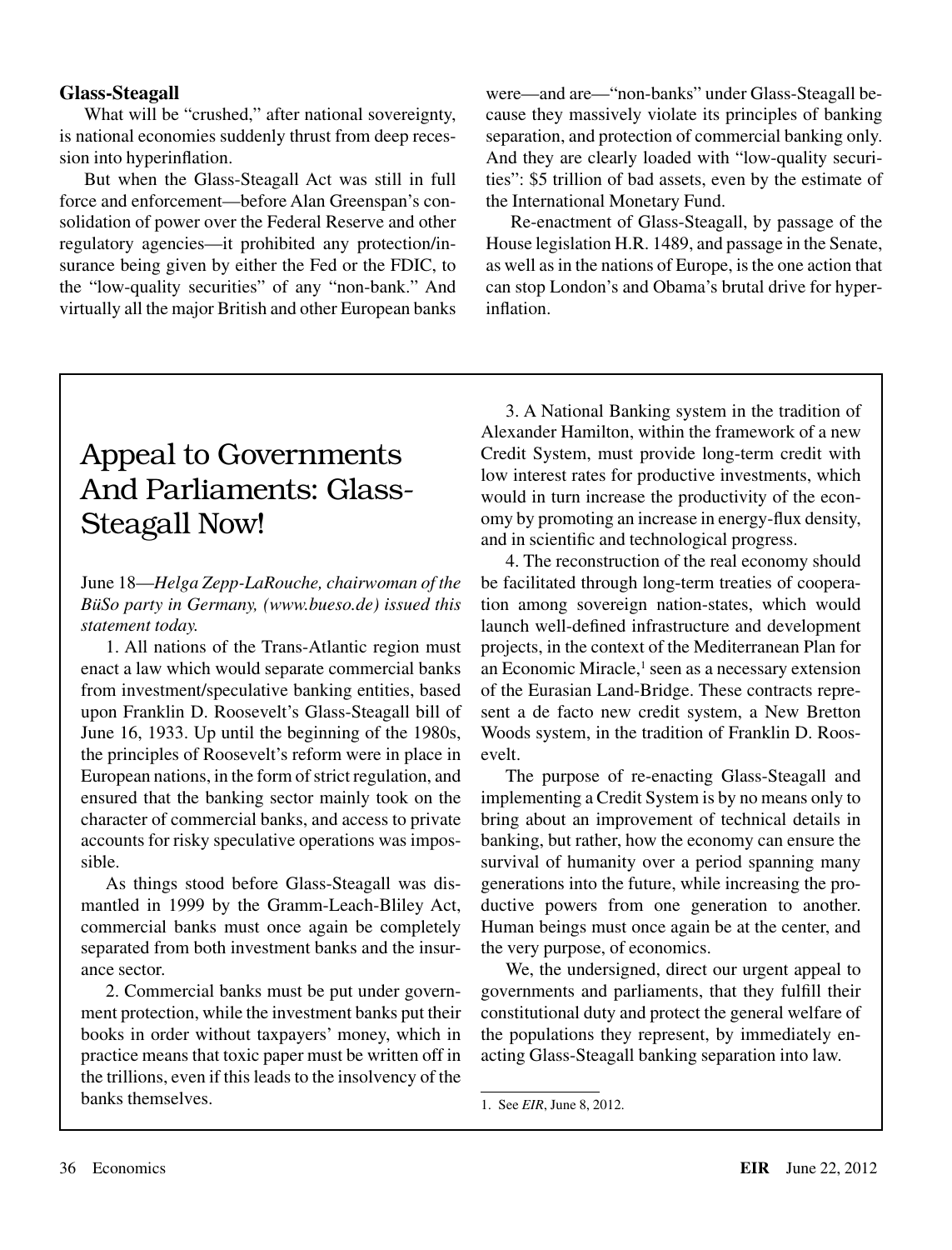### Glass-Steagall

What will be "crushed," after national sovereignty, is national economies suddenly thrust from deep recession into hyperinflation.

But when the Glass-Steagall Act was still in full force and enforcement—before Alan Greenspan's consolidation of power over the Federal Reserve and other regulatory agencies—it prohibited any protection/insurance being given by either the Fed or the FDIC, to the "low-quality securities" of any "non-bank." And virtually all the major British and other European banks were—and are—"non-banks" under Glass-Steagall because they massively violate its principles of banking separation, and protection of commercial banking only. And they are clearly loaded with "low-quality securities": $5 trillion of bad assets, even by the estimate of the International Monetary Fund.

Re-enactment of Glass-Steagall, by passage of the House legislation H.R. 1489, and passage in the Senate, as well as in the nations of Europe, is the one action that can stop London's and Obama's brutal drive for hyperinflation.

## Appeal to Governments And Parliaments: Glass-Steagall Now!

June 18—*Helga Zepp-LaRouche, chairwoman of the BüSo party in Germany, (www.bueso.de) issued this statement today.*

1. All nations of the Trans-Atlantic region must enact a law which would separate commercial banks from investment/speculative banking entities, based upon Franklin D. Roosevelt's Glass-Steagall bill of June 16, 1933. Up until the beginning of the 1980s, the principles of Roosevelt's reform were in place in European nations, in the form of strict regulation, and ensured that the banking sector mainly took on the character of commercial banks, and access to private accounts for risky speculative operations was impossible.

As things stood before Glass-Steagall was dismantled in 1999 by the Gramm-Leach-Bliley Act, commercial banks must once again be completely separated from both investment banks and the insurance sector.

2. Commercial banks must be put under government protection, while the investment banks put their books in order without taxpayers' money, which in practice means that toxic paper must be written off in the trillions, even if this leads to the insolvency of the banks themselves.

3. A National Banking system in the tradition of Alexander Hamilton, within the framework of a new Credit System, must provide long-term credit with low interest rates for productive investments, which would in turn increase the productivity of the economy by promoting an increase in energy-flux density, and in scientific and technological progress.

4. The reconstruction of the real economy should be facilitated through long-term treaties of cooperation among sovereign nation-states, which would launch well-defined infrastructure and development projects, in the context of the Mediterranean Plan for an Economic Miracle,[1] seen as a necessary extension of the Eurasian Land-Bridge. These contracts represent a de facto new credit system, a New Bretton Woods system, in the tradition of Franklin D. Roosevelt.

The purpose of re-enacting Glass-Steagall and implementing a Credit System is by no means only to bring about an improvement of technical details in banking, but rather, how the economy can ensure the survival of humanity over a period spanning many generations into the future, while increasing the productive powers from one generation to another. Human beings must once again be at the center, and the very purpose, of economics.

We, the undersigned, direct our urgent appeal to governments and parliaments, that they fulfill their constitutional duty and protect the general welfare of the populations they represent, by immediately enacting Glass-Steagall banking separation into law.

---

1. See *EIR*, June 8, 2012.